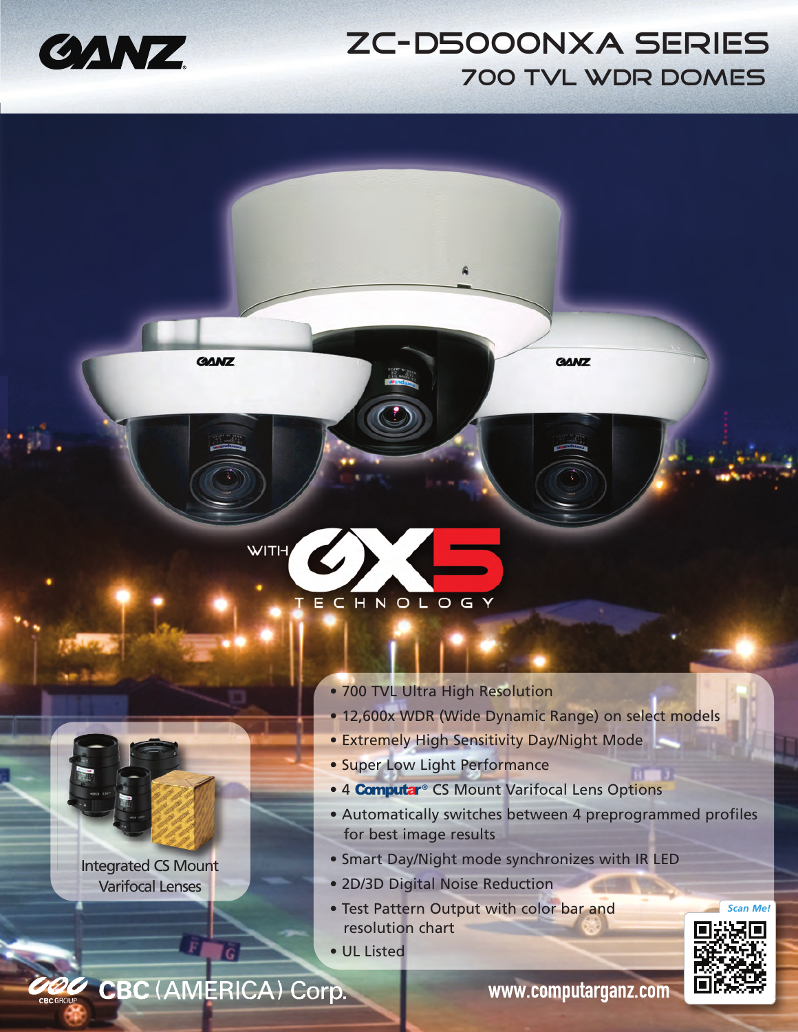GANZ

# ZC-D5000NXA SERIES

## 700 TVL WDR DOMES

WITH GX5 TECHNOLOGY

- 700 TVL Ultra High Resolution
- 12,600x WDR (Wide Dynamic Range) on select models
- Extremely High Sensitivity Day/Night Mode
- Super Low Light Performance
- 4 Computar® CS Mount Varifocal Lens Options
- Automatically switches between 4 preprogrammed profiles for best image results
- Smart Day/Night mode synchronizes with IR LED
- 2D/3D Digital Noise Reduction
- Test Pattern Output with color bar and resolution chart
- UL Listed

Integrated CS Mount Varifocal Lenses

Scan Me!

CBC (AMERICA) Corp.

www.computarganz.com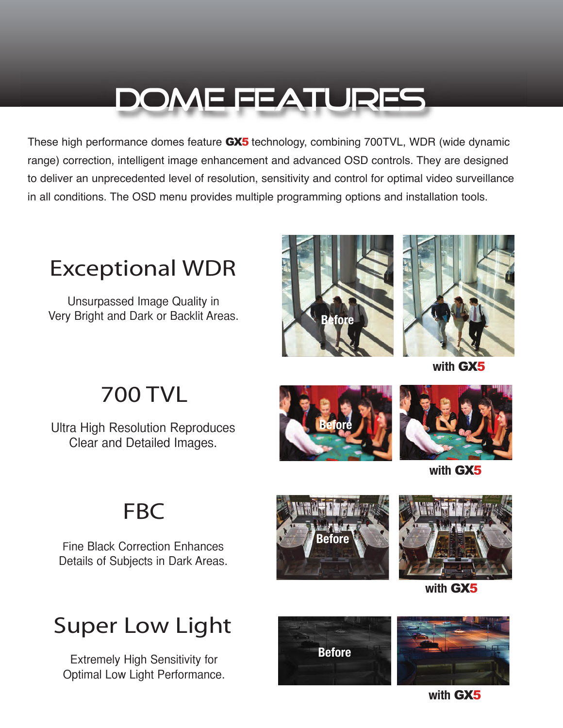# DOME FEATURES

These high performance domes feature **GX5** technology, combining 700TVL, WDR (wide dynamic range) correction, intelligent image enhancement and advanced OSD controls. They are designed to deliver an unprecedented level of resolution, sensitivity and control for optimal video surveillance in all conditions. The OSD menu provides multiple programming options and installation tools.

## Exceptional WDR

Unsurpassed Image Quality in
Very Bright and Dark or Backlit Areas.

Before

**with GX5**

## 700 TVL

Ultra High Resolution Reproduces
Clear and Detailed Images.

Before

**with GX5**

## FBC

Fine Black Correction Enhances
Details of Subjects in Dark Areas.

Before

**with GX5**

## Super Low Light

Extremely High Sensitivity for
Optimal Low Light Performance.

Before

**with GX5**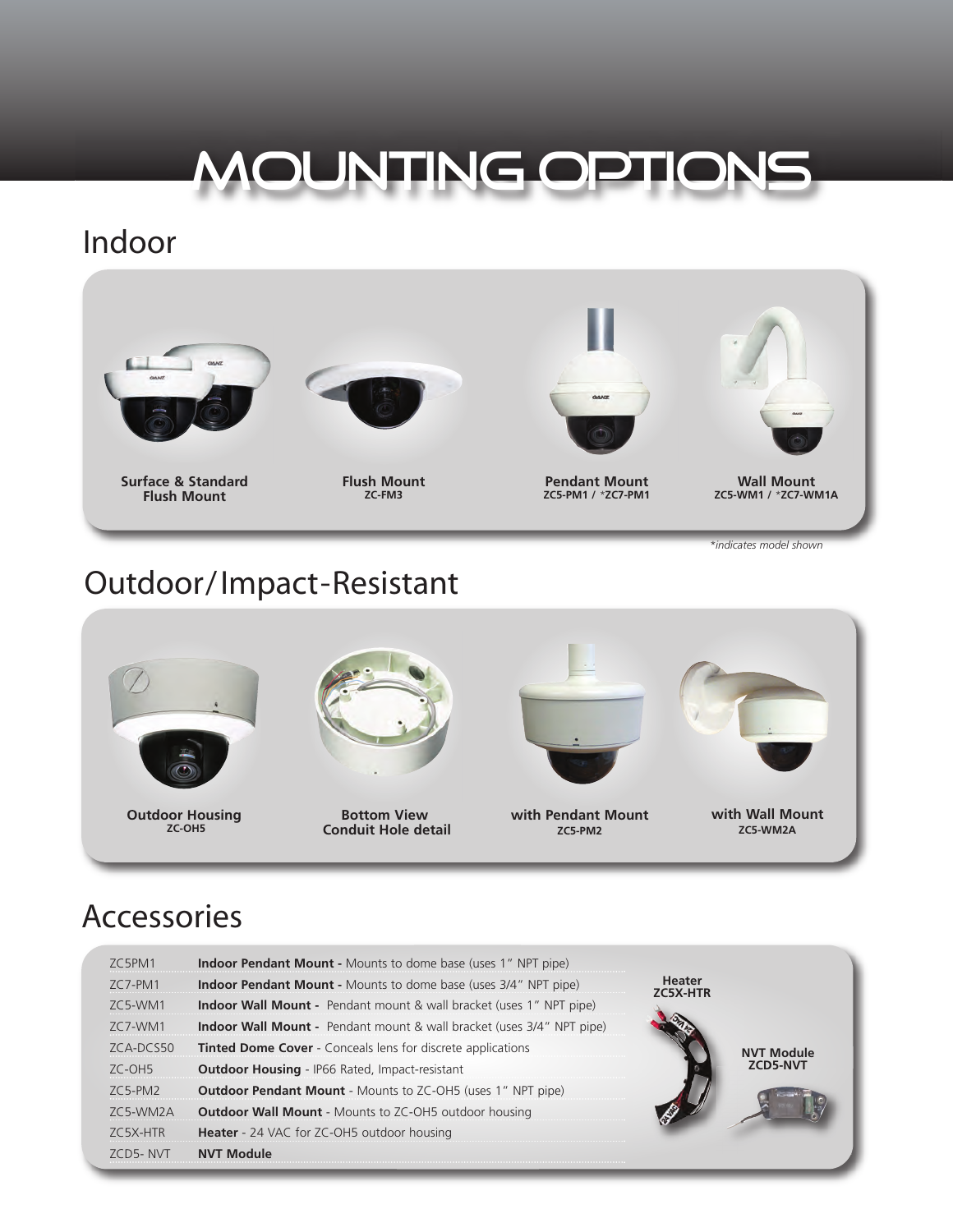# MOUNTING OPTIONS

## Indoor

**Surface & Standard Flush Mount**

**Flush Mount**
**ZC-FM3**

**Pendant Mount**
**ZC5-PM1 / *ZC7-PM1**

**Wall Mount**
**ZC5-WM1 / *ZC7-WM1A**

*\*indicates model shown*

## Outdoor/Impact-Resistant

**Outdoor Housing**
**ZC-OH5**

**Bottom View**
**Conduit Hole detail**

**with Pendant Mount**
**ZC5-PM2**

**with Wall Mount**
**ZC5-WM2A**

## Accessories

| | |
|---|---|
| ZC5PM1 | **Indoor Pendant Mount -** Mounts to dome base (uses 1" NPT pipe) |
| ZC7-PM1 | **Indoor Pendant Mount -** Mounts to dome base (uses 3/4" NPT pipe) |
| ZC5-WM1 | **Indoor Wall Mount -** Pendant mount & wall bracket (uses 1" NPT pipe) |
| ZC7-WM1 | **Indoor Wall Mount -** Pendant mount & wall bracket (uses 3/4" NPT pipe) |
| ZCA-DCS50 | **Tinted Dome Cover** - Conceals lens for discrete applications |
| ZC-OH5 | **Outdoor Housing** - IP66 Rated, Impact-resistant |
| ZC5-PM2 | **Outdoor Pendant Mount** - Mounts to ZC-OH5 (uses 1" NPT pipe) |
| ZC5-WM2A | **Outdoor Wall Mount** - Mounts to ZC-OH5 outdoor housing |
| ZC5X-HTR | **Heater** - 24 VAC for ZC-OH5 outdoor housing |
| ZCD5- NVT | **NVT Module** |

**Heater**
**ZC5X-HTR**

**NVT Module**
**ZCD5-NVT**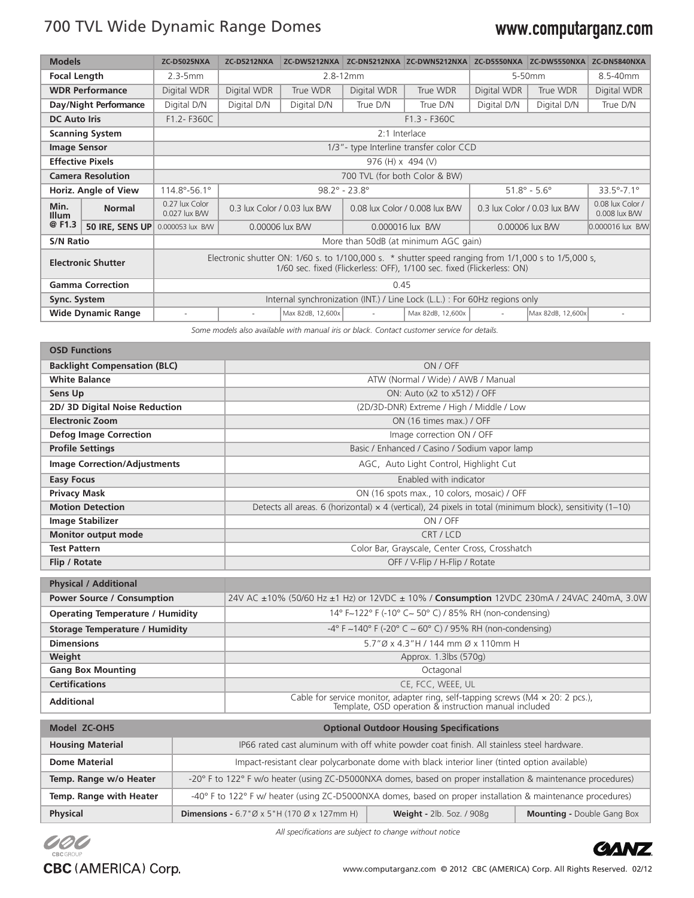# 700 TVL Wide Dynamic Range Domes

**www.computarganz.com**

| Models | | ZC-D5025NXA | ZC-D5212NXA | ZC-DW5212NXA | ZC-DN5212NXA | ZC-DWN5212NXA | ZC-D5550NXA | ZC-DW5550NXA | ZC-DN5840NXA |
|---|---|---|---|---|---|---|---|---|---|
| Focal Length | | 2.3-5mm | 2.8-12mm | | | | 5-50mm | | 8.5-40mm |
| WDR Performance | | Digital WDR | Digital WDR | True WDR | Digital WDR | True WDR | Digital WDR | True WDR | Digital WDR |
| Day/Night Performance | | Digital D/N | Digital D/N | Digital D/N | True D/N | True D/N | Digital D/N | Digital D/N | True D/N |
| DC Auto Iris | | F1.2- F360C | F1.3 - F360C | | | | | | |
| Scanning System | | 2:1 Interlace | | | | | | | |
| Image Sensor | | 1/3"- type Interline transfer color CCD | | | | | | | |
| Effective Pixels | | 976 (H) x 494 (V) | | | | | | | |
| Camera Resolution | | 700 TVL (for both Color & BW) | | | | | | | |
| Horiz. Angle of View | | 114.8°-56.1° | 98.2° - 23.8° | | | | 51.8° - 5.6° | | 33.5°-7.1° |
| Min. Illum @ F1.3 | Normal | 0.27 lux Color 0.027 lux B/W | 0.3 lux Color / 0.03 lux B/W | | 0.08 lux Color / 0.008 lux B/W | | 0.3 lux Color / 0.03 lux B/W | | 0.08 lux Color / 0.008 lux B/W |
| | 50 IRE, SENS UP | 0.000053 lux B/W | 0.00006 lux B/W | | 0.000016 lux B/W | | 0.00006 lux B/W | | 0.000016 lux B/W |
| S/N Ratio | | More than 50dB (at minimum AGC gain) | | | | | | | |
| Electronic Shutter | | Electronic shutter ON: 1/60 s. to 1/100,000 s. * shutter speed ranging from 1/1,000 s to 1/5,000 s, 1/60 sec. fixed (Flickerless: OFF), 1/100 sec. fixed (Flickerless: ON) | | | | | | | |
| Gamma Correction | | 0.45 | | | | | | | |
| Sync. System | | Internal synchronization (INT.) / Line Lock (L.L.) : For 60Hz regions only | | | | | | | |
| Wide Dynamic Range | | - | - | Max 82dB, 12,600x | - | Max 82dB, 12,600x | - | Max 82dB, 12,600x | - |

*Some models also available with manual iris or black. Contact customer service for details.*

| OSD Functions | |
|---|---|
| Backlight Compensation (BLC) | ON / OFF |
| White Balance | ATW (Normal / Wide) / AWB / Manual |
| Sens Up | ON: Auto (x2 to x512) / OFF |
| 2D/ 3D Digital Noise Reduction | (2D/3D-DNR) Extreme / High / Middle / Low |
| Electronic Zoom | ON (16 times max.) / OFF |
| Defog Image Correction | Image correction ON / OFF |
| Profile Settings | Basic / Enhanced / Casino / Sodium vapor lamp |
| Image Correction/Adjustments | AGC, Auto Light Control, Highlight Cut |
| Easy Focus | Enabled with indicator |
| Privacy Mask | ON (16 spots max., 10 colors, mosaic) / OFF |
| Motion Detection | Detects all areas. 6 (horizontal) × 4 (vertical), 24 pixels in total (minimum block), sensitivity (1–10) |
| Image Stabilizer | ON / OFF |
| Monitor output mode | CRT / LCD |
| Test Pattern | Color Bar, Grayscale, Center Cross, Crosshatch |
| Flip / Rotate | OFF / V-Flip / H-Flip / Rotate |

| Physical / Additional | |
|---|---|
| Power Source / Consumption | 24V AC ±10% (50/60 Hz ±1 Hz) or 12VDC ± 10% / **Consumption** 12VDC 230mA / 24VAC 240mA, 3.0W |
| Operating Temperature / Humidity | 14° F~122° F (-10° C~ 50° C) / 85% RH (non-condensing) |
| Storage Temperature / Humidity | -4° F ~140° F (-20° C ~ 60° C) / 95% RH (non-condensing) |
| Dimensions | 5.7"Ø x 4.3"H / 144 mm Ø x 110mm H |
| Weight | Approx. 1.3lbs (570g) |
| Gang Box Mounting | Octagonal |
| Certifications | CE, FCC, WEEE, UL |
| Additional | Cable for service monitor, adapter ring, self-tapping screws (M4 × 20: 2 pcs.), Template, OSD operation & instruction manual included |

| Model ZC-OH5 | Optional Outdoor Housing Specifications | | |
|---|---|---|---|
| Housing Material | IP66 rated cast aluminum with off white powder coat finish. All stainless steel hardware. | | |
| Dome Material | Impact-resistant clear polycarbonate dome with black interior liner (tinted option available) | | |
| Temp. Range w/o Heater | -20° F to 122° F w/o heater (using ZC-D5000NXA domes, based on proper installation & maintenance procedures) | | |
| Temp. Range with Heater | -40° F to 122° F w/ heater (using ZC-D5000NXA domes, based on proper installation & maintenance procedures) | | |
| Physical | **Dimensions -** 6.7"Ø x 5"H (170 Ø x 127mm H) | **Weight -** 2lb. 5oz. / 908g | **Mounting -** Double Gang Box |

*All specifications are subject to change without notice*

CBC GROUP

CBC (AMERICA) Corp.

GANZ

www.computarganz.com © 2012 CBC (AMERICA) Corp. All Rights Reserved. 02/12